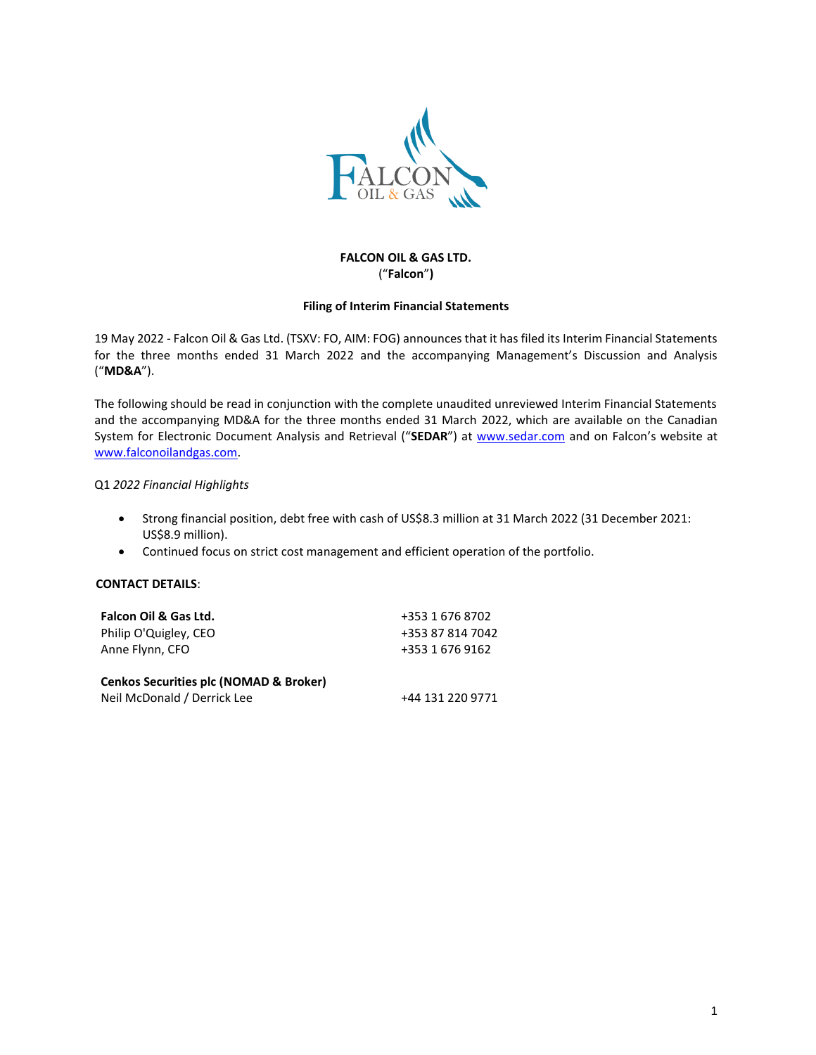**FALCON OIL & GAS LTD.**
(“**Falcon**”)

**Filing of Interim Financial Statements**

19 May 2022 - Falcon Oil & Gas Ltd. (TSXV: FO, AIM: FOG) announces that it has filed its Interim Financial Statements for the three months ended 31 March 2022 and the accompanying Management’s Discussion and Analysis (“**MD&A**”).

The following should be read in conjunction with the complete unaudited unreviewed Interim Financial Statements and the accompanying MD&A for the three months ended 31 March 2022, which are available on the Canadian System for Electronic Document Analysis and Retrieval (“**SEDAR**”) at www.sedar.com and on Falcon’s website at www.falconoilandgas.com.

Q1 *2022 Financial Highlights*

- Strong financial position, debt free with cash of US$8.3 million at 31 March 2022 (31 December 2021: US$8.9 million).
- Continued focus on strict cost management and efficient operation of the portfolio.

**CONTACT DETAILS**:

| | |
|---|---|
| **Falcon Oil & Gas Ltd.** | +353 1 676 8702 |
| Philip O'Quigley, CEO | +353 87 814 7042 |
| Anne Flynn, CFO | +353 1 676 9162 |
| | |
| **Cenkos Securities plc (NOMAD & Broker)** | |
| Neil McDonald / Derrick Lee | +44 131 220 9771 |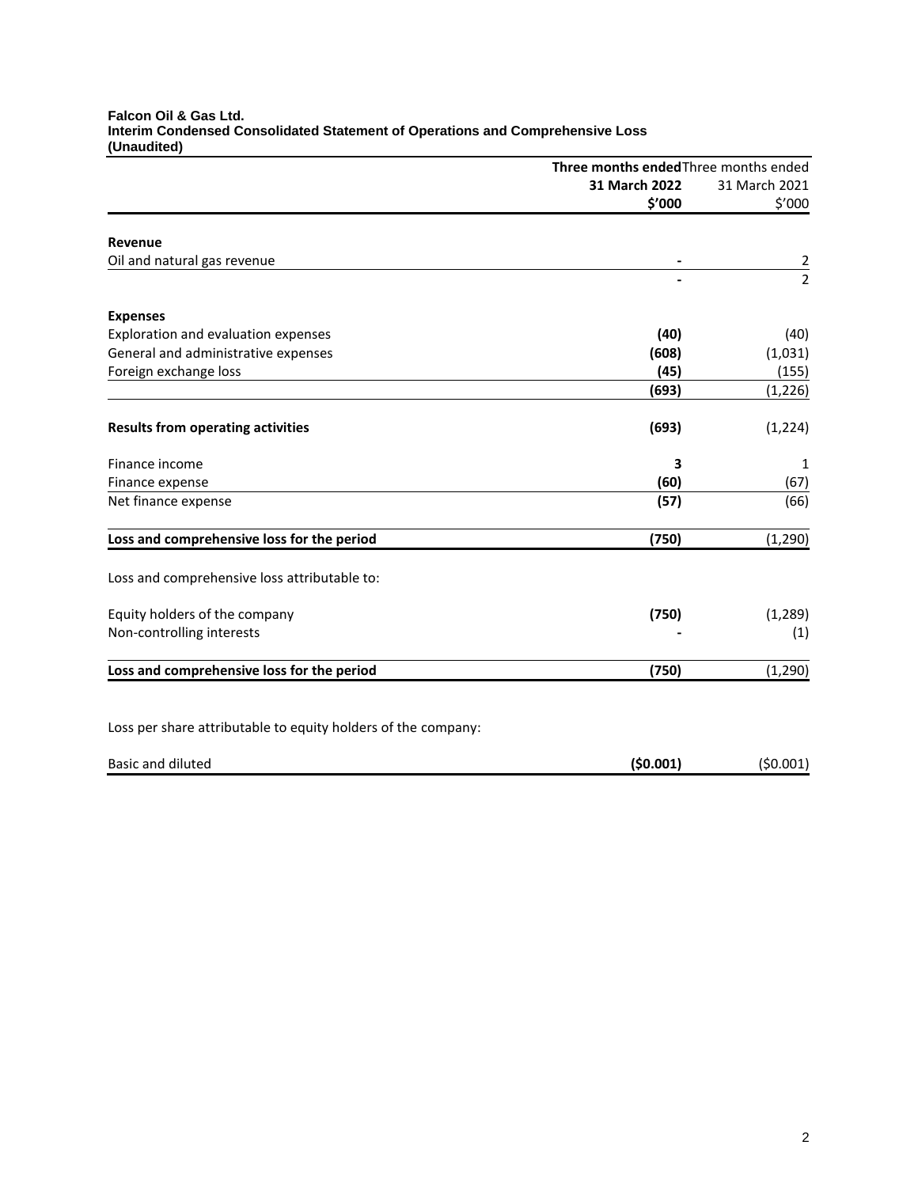**Falcon Oil & Gas Ltd.**
**Interim Condensed Consolidated Statement of Operations and Comprehensive Loss**
**(Unaudited)**

| | **Three months ended 31 March 2022 $'000** | Three months ended 31 March 2021 $'000 |
|---|---|---|
| **Revenue** | | |
| Oil and natural gas revenue | **-** | 2 |
| | **-** | 2 |
| **Expenses** | | |
| Exploration and evaluation expenses | **(40)** | (40) |
| General and administrative expenses | **(608)** | (1,031) |
| Foreign exchange loss | **(45)** | (155) |
| | **(693)** | (1,226) |
| **Results from operating activities** | **(693)** | (1,224) |
| Finance income | **3** | 1 |
| Finance expense | **(60)** | (67) |
| Net finance expense | **(57)** | (66) |
| **Loss and comprehensive loss for the period** | **(750)** | (1,290) |
| Loss and comprehensive loss attributable to: | | |
| Equity holders of the company | **(750)** | (1,289) |
| Non-controlling interests | **-** | (1) |
| **Loss and comprehensive loss for the period** | **(750)** | (1,290) |
| Loss per share attributable to equity holders of the company: | | |
| Basic and diluted | **($0.001)** | ($0.001) |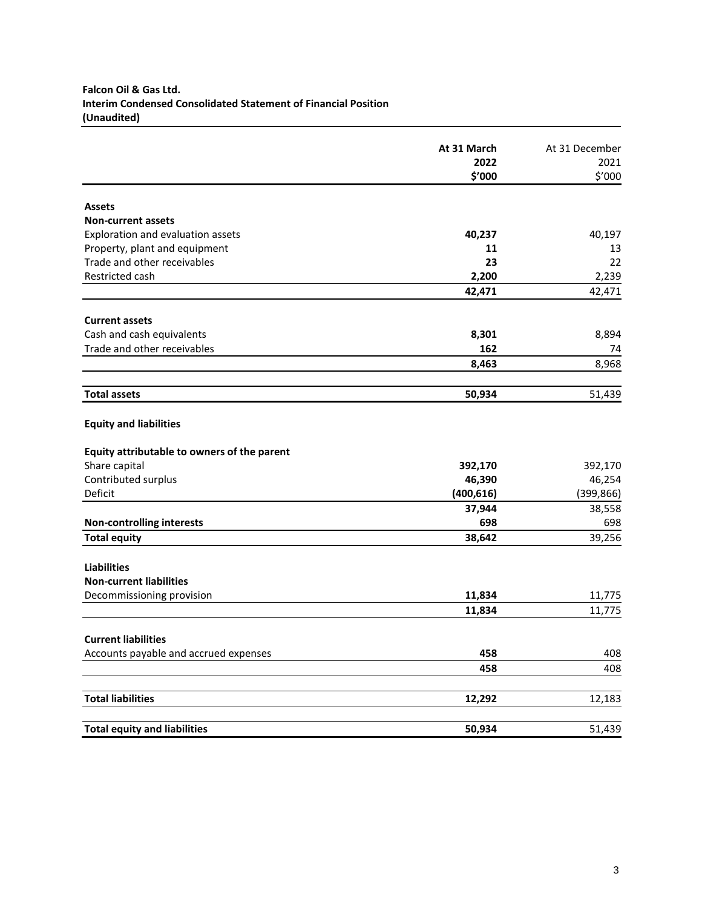**Falcon Oil & Gas Ltd.**
**Interim Condensed Consolidated Statement of Financial Position**
**(Unaudited)**

| | At 31 March 2022 $'000 | At 31 December 2021 $'000 |
|---|---|---|
| **Assets** | | |
| **Non-current assets** | | |
| Exploration and evaluation assets | **40,237** | 40,197 |
| Property, plant and equipment | **11** | 13 |
| Trade and other receivables | **23** | 22 |
| Restricted cash | **2,200** | 2,239 |
| | **42,471** | 42,471 |
| **Current assets** | | |
| Cash and cash equivalents | **8,301** | 8,894 |
| Trade and other receivables | **162** | 74 |
| | **8,463** | 8,968 |
| **Total assets** | **50,934** | 51,439 |
| **Equity and liabilities** | | |
| **Equity attributable to owners of the parent** | | |
| Share capital | **392,170** | 392,170 |
| Contributed surplus | **46,390** | 46,254 |
| Deficit | **(400,616)** | (399,866) |
| | **37,944** | 38,558 |
| **Non-controlling interests** | **698** | 698 |
| **Total equity** | **38,642** | 39,256 |
| **Liabilities** | | |
| **Non-current liabilities** | | |
| Decommissioning provision | **11,834** | 11,775 |
| | **11,834** | 11,775 |
| **Current liabilities** | | |
| Accounts payable and accrued expenses | **458** | 408 |
| | **458** | 408 |
| **Total liabilities** | **12,292** | 12,183 |
| **Total equity and liabilities** | **50,934** | 51,439 |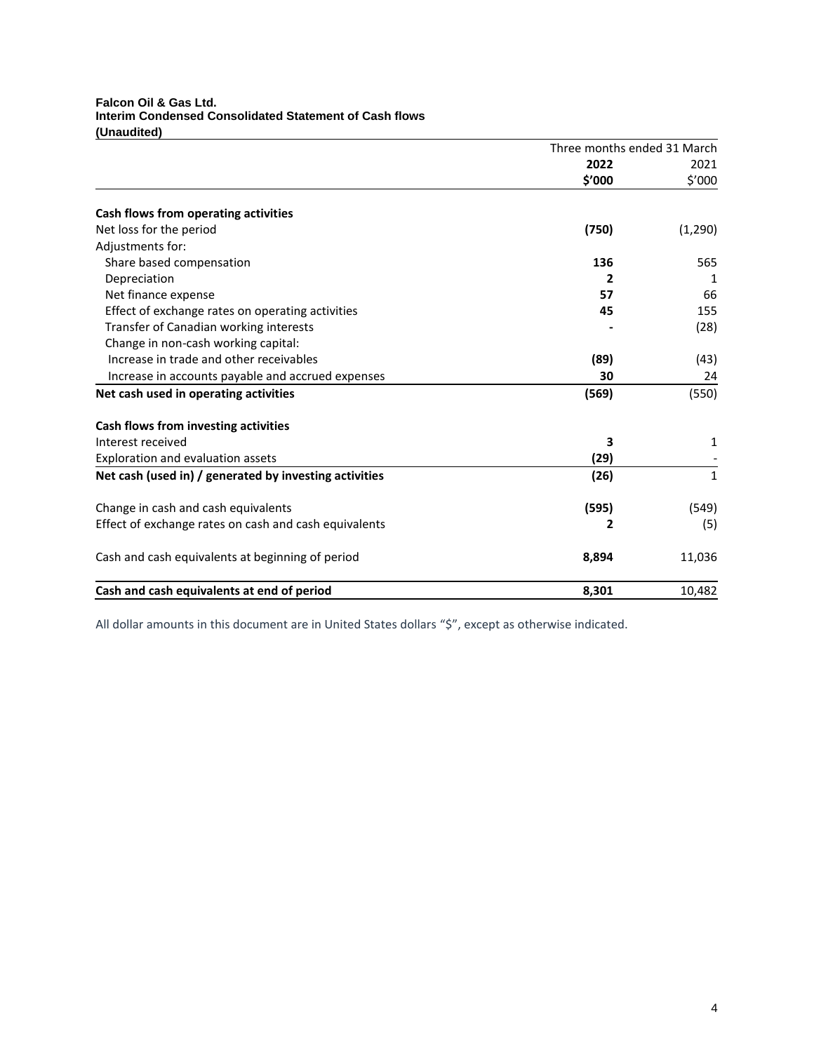**Falcon Oil & Gas Ltd.**
**Interim Condensed Consolidated Statement of Cash flows**
**(Unaudited)**

| | Three months ended 31 March | |
|---|---|---|
| | **2022** | 2021 |
| | **\$'000** | \$'000 |
| **Cash flows from operating activities** | | |
| Net loss for the period | **(750)** | (1,290) |
| Adjustments for: | | |
| Share based compensation | **136** | 565 |
| Depreciation | **2** | 1 |
| Net finance expense | **57** | 66 |
| Effect of exchange rates on operating activities | **45** | 155 |
| Transfer of Canadian working interests | **-** | (28) |
| Change in non-cash working capital: | | |
| Increase in trade and other receivables | **(89)** | (43) |
| Increase in accounts payable and accrued expenses | **30** | 24 |
| **Net cash used in operating activities** | **(569)** | (550) |
| **Cash flows from investing activities** | | |
| Interest received | **3** | 1 |
| Exploration and evaluation assets | **(29)** | - |
| **Net cash (used in) / generated by investing activities** | **(26)** | 1 |
| Change in cash and cash equivalents | **(595)** | (549) |
| Effect of exchange rates on cash and cash equivalents | **2** | (5) |
| Cash and cash equivalents at beginning of period | **8,894** | 11,036 |
| **Cash and cash equivalents at end of period** | **8,301** | 10,482 |

All dollar amounts in this document are in United States dollars "\$", except as otherwise indicated.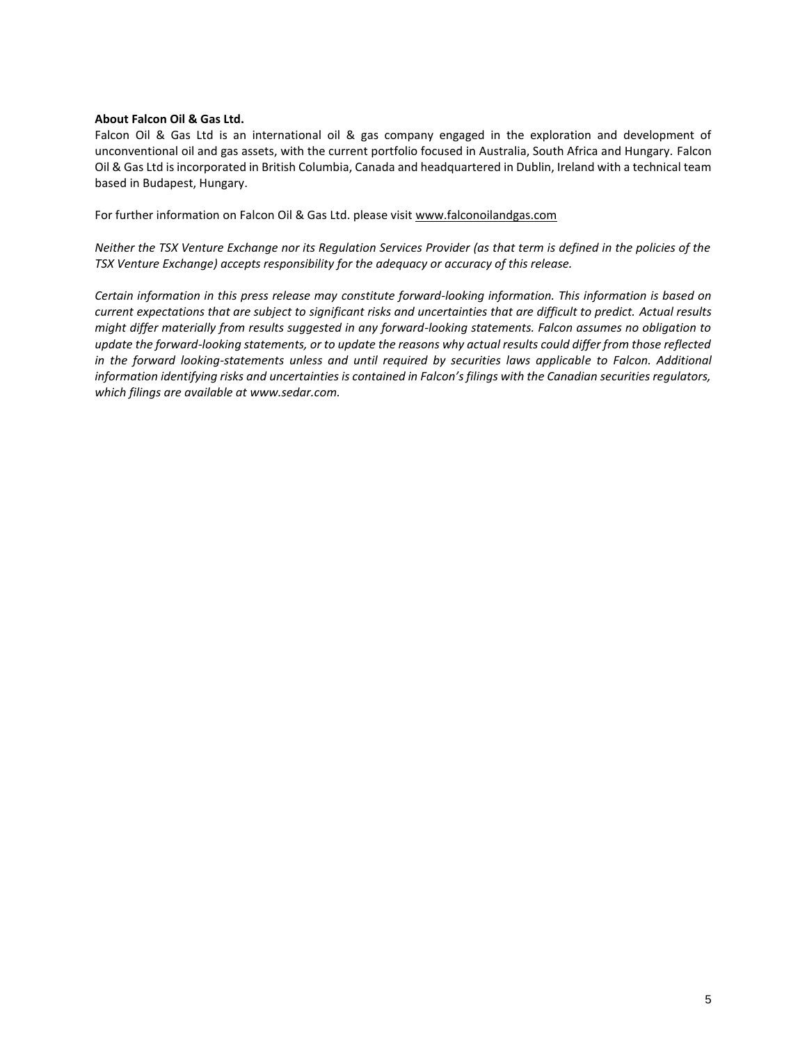**About Falcon Oil & Gas Ltd.**

Falcon Oil & Gas Ltd is an international oil & gas company engaged in the exploration and development of unconventional oil and gas assets, with the current portfolio focused in Australia, South Africa and Hungary. Falcon Oil & Gas Ltd is incorporated in British Columbia, Canada and headquartered in Dublin, Ireland with a technical team based in Budapest, Hungary.

For further information on Falcon Oil & Gas Ltd. please visit www.falconoilandgas.com

*Neither the TSX Venture Exchange nor its Regulation Services Provider (as that term is defined in the policies of the TSX Venture Exchange) accepts responsibility for the adequacy or accuracy of this release.*

*Certain information in this press release may constitute forward-looking information. This information is based on current expectations that are subject to significant risks and uncertainties that are difficult to predict. Actual results might differ materially from results suggested in any forward-looking statements. Falcon assumes no obligation to update the forward-looking statements, or to update the reasons why actual results could differ from those reflected in the forward looking-statements unless and until required by securities laws applicable to Falcon. Additional information identifying risks and uncertainties is contained in Falcon's filings with the Canadian securities regulators, which filings are available at www.sedar.com.*